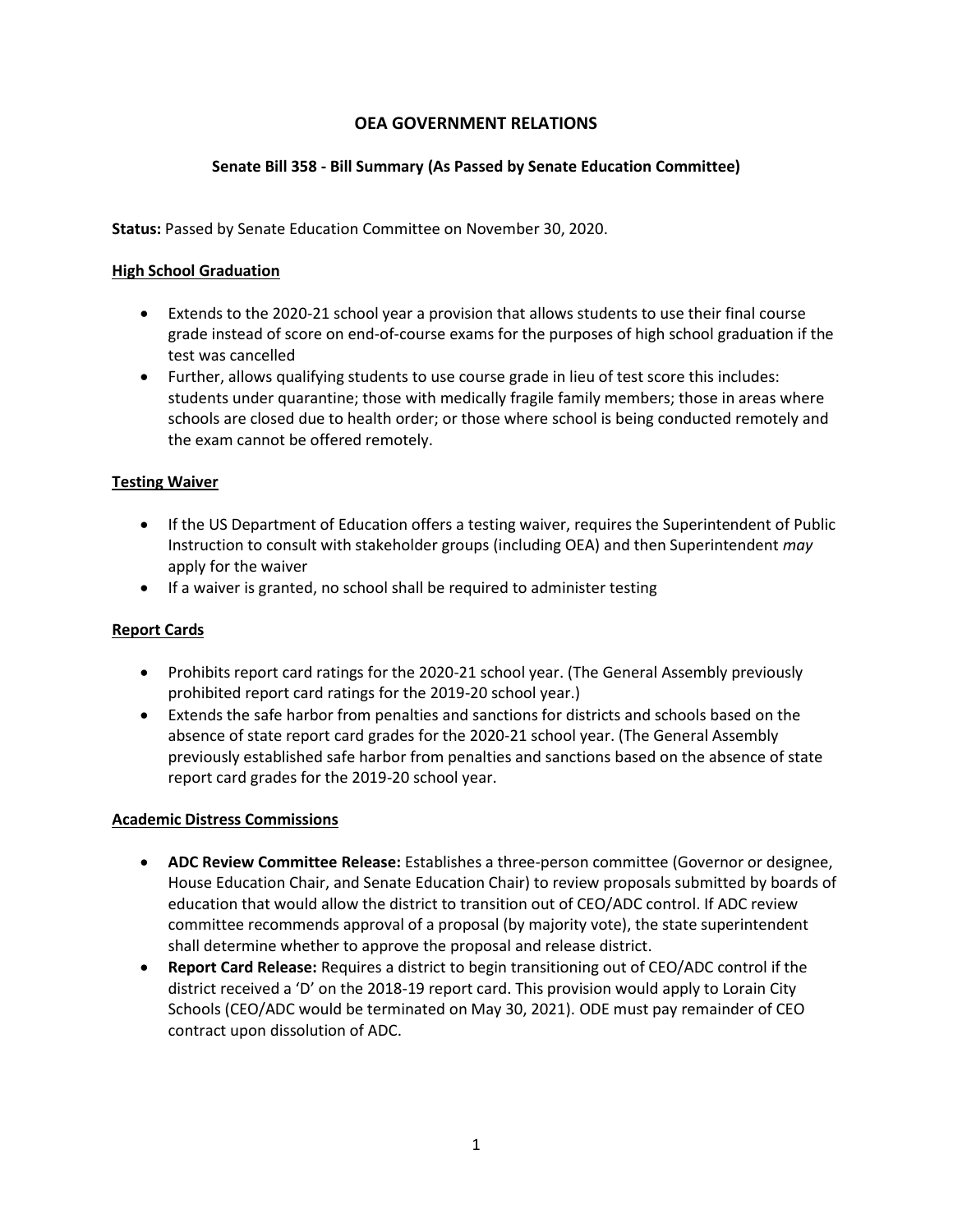# OEA GOVERNMENT RELATIONS

## Senate Bill 358 - Bill Summary (As Passed by Senate Education Committee)

**Status:** Passed by Senate Education Committee on November 30, 2020.

### High School Graduation

- Extends to the 2020-21 school year a provision that allows students to use their final course grade instead of score on end-of-course exams for the purposes of high school graduation if the test was cancelled
- Further, allows qualifying students to use course grade in lieu of test score this includes: students under quarantine; those with medically fragile family members; those in areas where schools are closed due to health order; or those where school is being conducted remotely and the exam cannot be offered remotely.

### Testing Waiver

- If the US Department of Education offers a testing waiver, requires the Superintendent of Public Instruction to consult with stakeholder groups (including OEA) and then Superintendent *may* apply for the waiver
- If a waiver is granted, no school shall be required to administer testing

### Report Cards

- Prohibits report card ratings for the 2020-21 school year. (The General Assembly previously prohibited report card ratings for the 2019-20 school year.)
- Extends the safe harbor from penalties and sanctions for districts and schools based on the absence of state report card grades for the 2020-21 school year. (The General Assembly previously established safe harbor from penalties and sanctions based on the absence of state report card grades for the 2019-20 school year.

### Academic Distress Commissions

- **ADC Review Committee Release:** Establishes a three-person committee (Governor or designee, House Education Chair, and Senate Education Chair) to review proposals submitted by boards of education that would allow the district to transition out of CEO/ADC control. If ADC review committee recommends approval of a proposal (by majority vote), the state superintendent shall determine whether to approve the proposal and release district.
- **Report Card Release:** Requires a district to begin transitioning out of CEO/ADC control if the district received a 'D' on the 2018-19 report card. This provision would apply to Lorain City Schools (CEO/ADC would be terminated on May 30, 2021). ODE must pay remainder of CEO contract upon dissolution of ADC.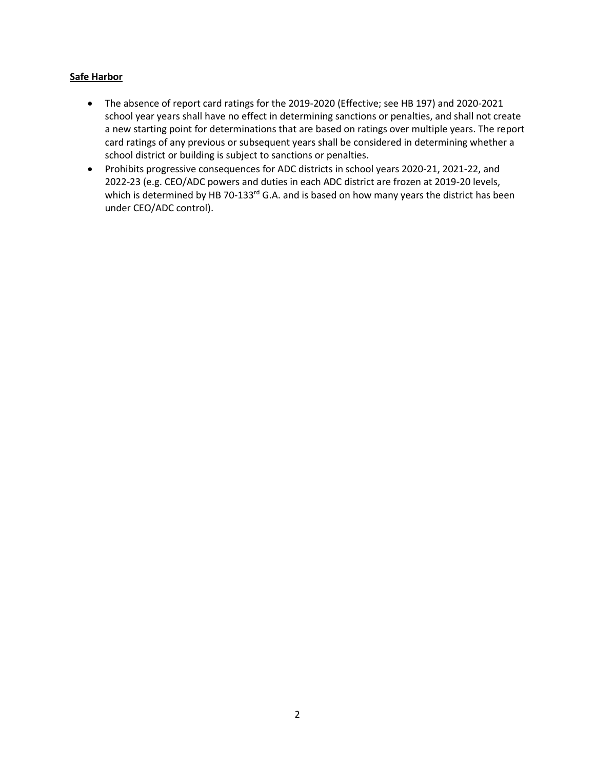**Safe Harbor**

- The absence of report card ratings for the 2019-2020 (Effective; see HB 197) and 2020-2021 school year years shall have no effect in determining sanctions or penalties, and shall not create a new starting point for determinations that are based on ratings over multiple years. The report card ratings of any previous or subsequent years shall be considered in determining whether a school district or building is subject to sanctions or penalties.
- Prohibits progressive consequences for ADC districts in school years 2020-21, 2021-22, and 2022-23 (e.g. CEO/ADC powers and duties in each ADC district are frozen at 2019-20 levels, which is determined by HB 70-133rd G.A. and is based on how many years the district has been under CEO/ADC control).